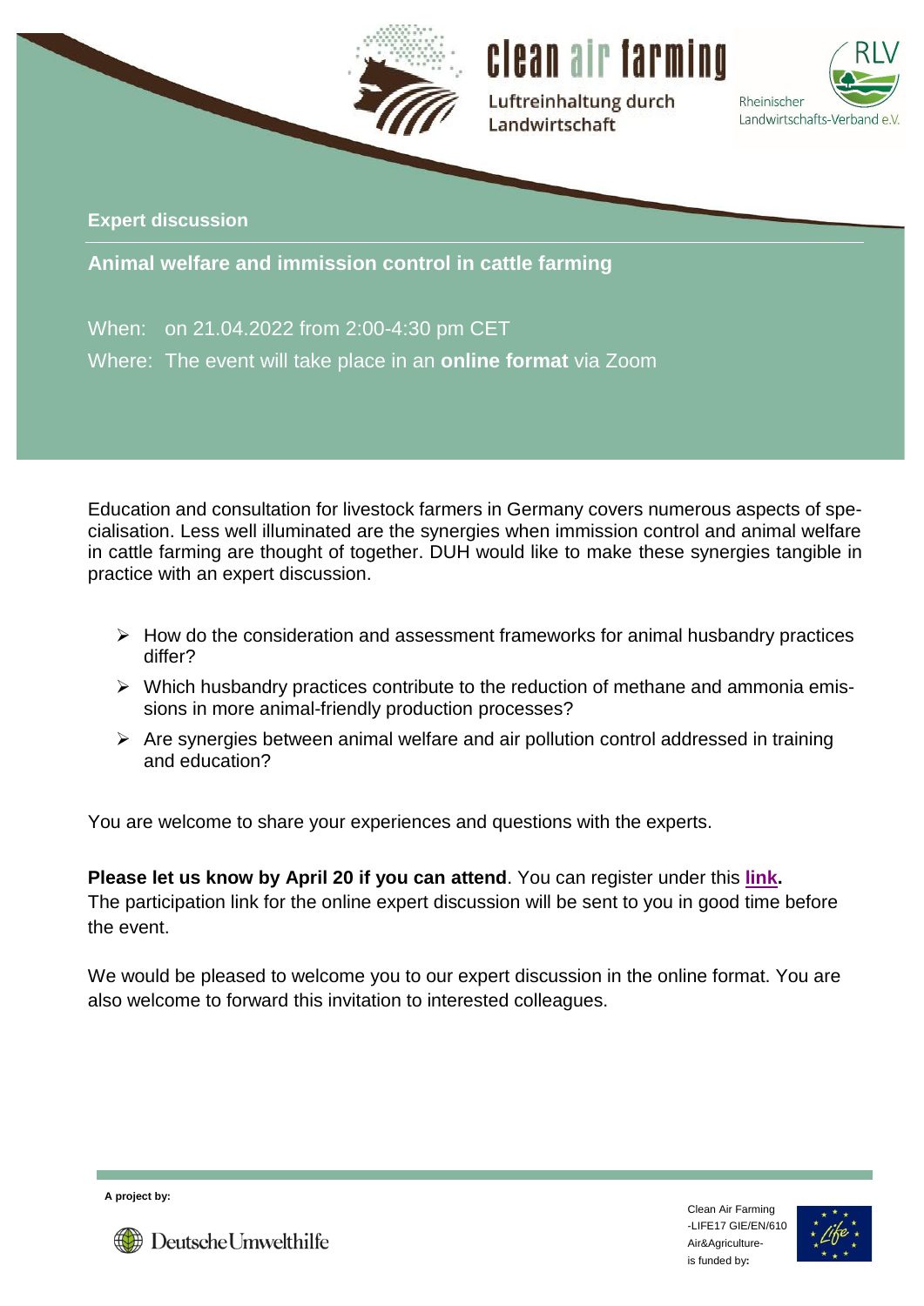clean air farming

Luftreinhaltung durch Landwirtschaft

Rheinischer Landwirtschafts-Verband e.V.

**Expert discussion**

## Animal welfare and immission control in cattle farming

When: on 21.04.2022 from 2:00-4:30 pm CET
Where: The event will take place in an **online format** via Zoom

Education and consultation for livestock farmers in Germany covers numerous aspects of specialisation. Less well illuminated are the synergies when immission control and animal welfare in cattle farming are thought of together. DUH would like to make these synergies tangible in practice with an expert discussion.

- How do the consideration and assessment frameworks for animal husbandry practices differ?
- Which husbandry practices contribute to the reduction of methane and ammonia emissions in more animal-friendly production processes?
- Are synergies between animal welfare and air pollution control addressed in training and education?

You are welcome to share your experiences and questions with the experts.

**Please let us know by April 20 if you can attend**. You can register under this **link.**
The participation link for the online expert discussion will be sent to you in good time before the event.

We would be pleased to welcome you to our expert discussion in the online format. You are also welcome to forward this invitation to interested colleagues.

**A project by:**

Deutsche Umwelthilfe

Clean Air Farming -LIFE17 GIE/EN/610 Air&Agriculture- is funded by:

Life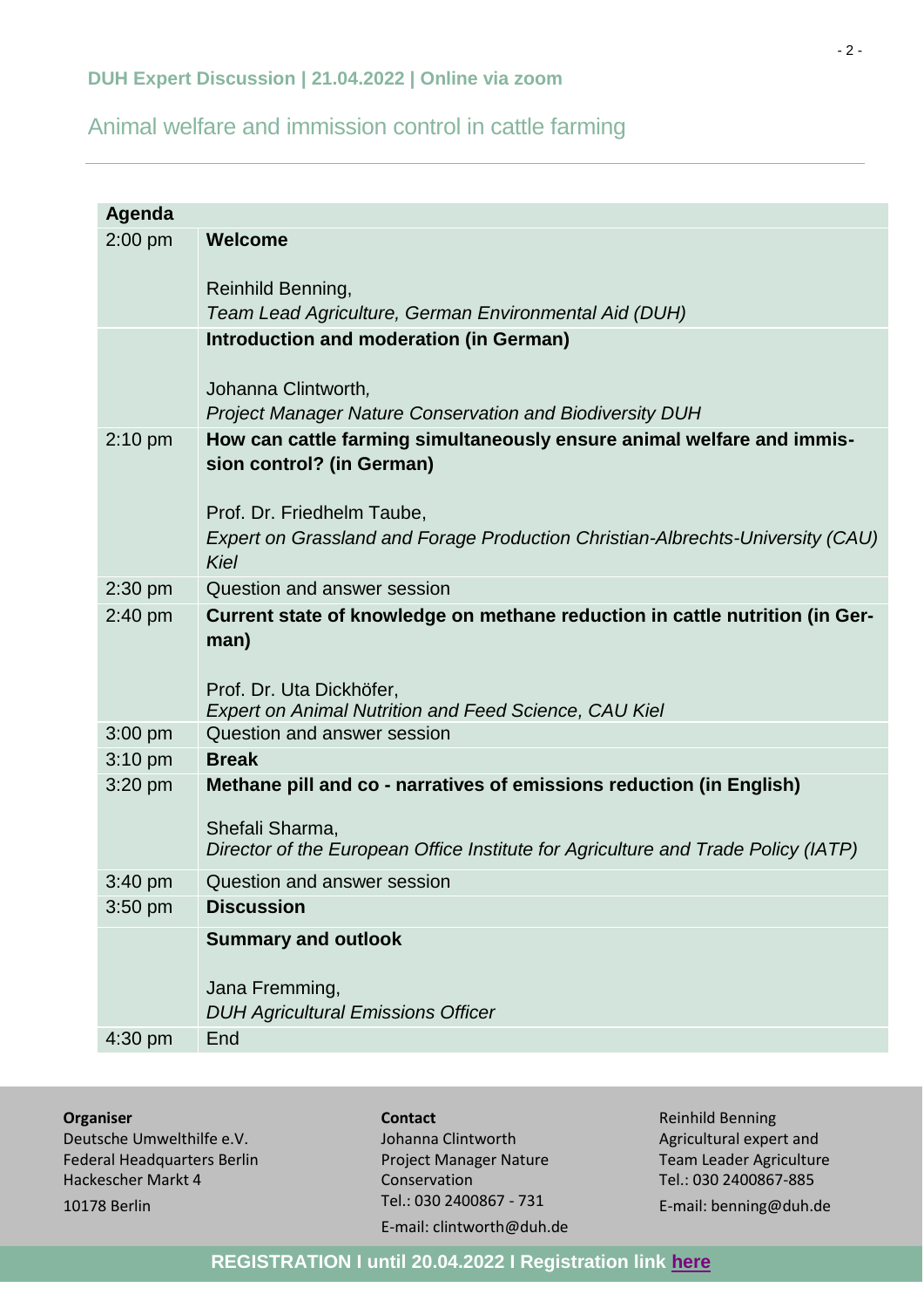**DUH Expert Discussion | 21.04.2022 | Online via zoom**

## Animal welfare and immission control in cattle farming

| Agenda | |
|---|---|
| 2:00 pm | **Welcome**<br><br>Reinhild Benning,<br>*Team Lead Agriculture, German Environmental Aid (DUH)* |
| | **Introduction and moderation (in German)**<br><br>Johanna Clintworth,<br>*Project Manager Nature Conservation and Biodiversity DUH* |
| 2:10 pm | **How can cattle farming simultaneously ensure animal welfare and immission control? (in German)**<br><br>Prof. Dr. Friedhelm Taube,<br>*Expert on Grassland and Forage Production Christian-Albrechts-University (CAU) Kiel* |
| 2:30 pm | Question and answer session |
| 2:40 pm | **Current state of knowledge on methane reduction in cattle nutrition (in German)**<br><br>Prof. Dr. Uta Dickhöfer,<br>*Expert on Animal Nutrition and Feed Science, CAU Kiel* |
| 3:00 pm | Question and answer session |
| 3:10 pm | **Break** |
| 3:20 pm | **Methane pill and co - narratives of emissions reduction (in English)**<br><br>Shefali Sharma,<br>*Director of the European Office Institute for Agriculture and Trade Policy (IATP)* |
| 3:40 pm | Question and answer session |
| 3:50 pm | **Discussion** |
| | **Summary and outlook**<br><br>Jana Fremming,<br>*DUH Agricultural Emissions Officer* |
| 4:30 pm | End |

**Organiser**
Deutsche Umwelthilfe e.V.
Federal Headquarters Berlin
Hackescher Markt 4
10178 Berlin

**Contact**
Johanna Clintworth
Project Manager Nature Conservation
Tel.: 030 2400867 - 731
E-mail: clintworth@duh.de

Reinhild Benning
Agricultural expert and Team Leader Agriculture
Tel.: 030 2400867-885
E-mail: benning@duh.de

**REGISTRATION I until 20.04.2022 I Registration link here**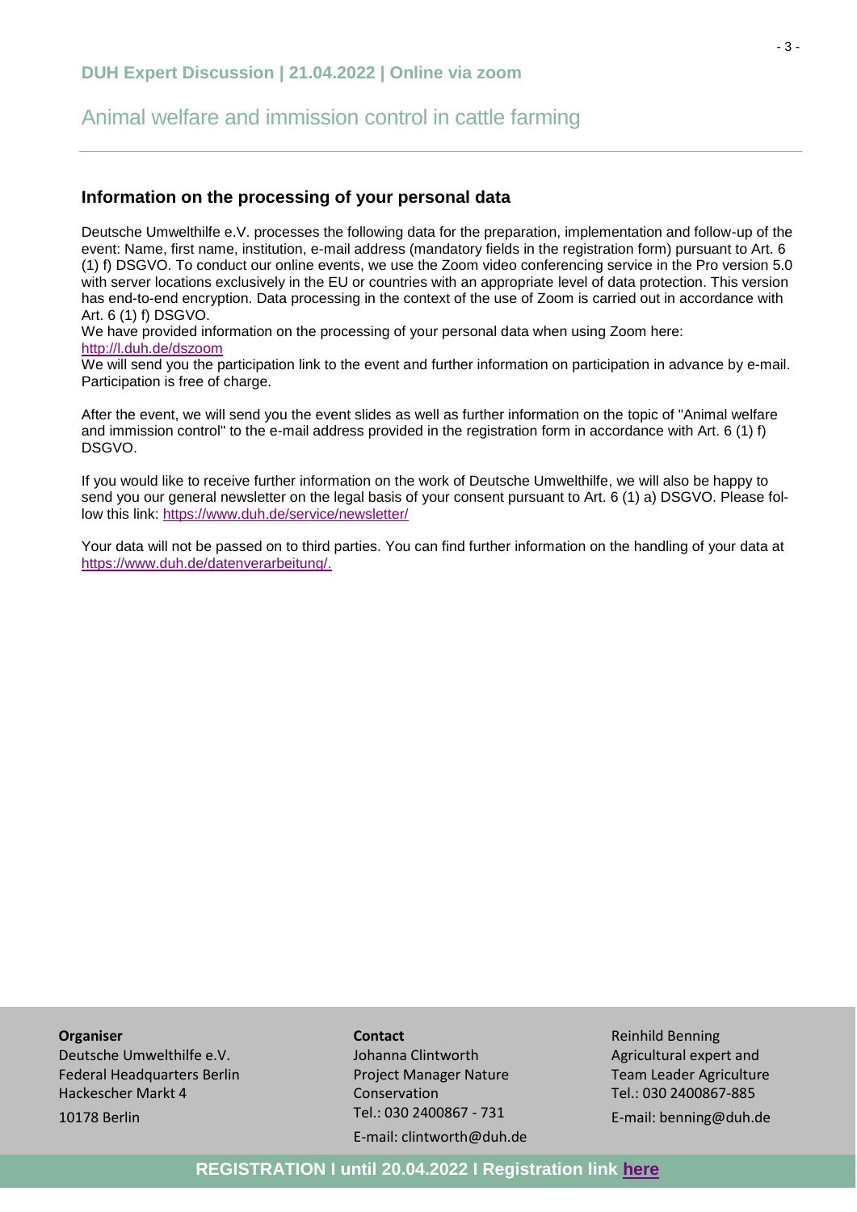**DUH Expert Discussion | 21.04.2022 | Online via zoom**

Animal welfare and immission control in cattle farming

## Information on the processing of your personal data

Deutsche Umwelthilfe e.V. processes the following data for the preparation, implementation and follow-up of the event: Name, first name, institution, e-mail address (mandatory fields in the registration form) pursuant to Art. 6 (1) f) DSGVO. To conduct our online events, we use the Zoom video conferencing service in the Pro version 5.0 with server locations exclusively in the EU or countries with an appropriate level of data protection. This version has end-to-end encryption. Data processing in the context of the use of Zoom is carried out in accordance with Art. 6 (1) f) DSGVO.
We have provided information on the processing of your personal data when using Zoom here: http://l.duh.de/dszoom
We will send you the participation link to the event and further information on participation in advance by e-mail. Participation is free of charge.

After the event, we will send you the event slides as well as further information on the topic of "Animal welfare and immission control" to the e-mail address provided in the registration form in accordance with Art. 6 (1) f) DSGVO.

If you would like to receive further information on the work of Deutsche Umwelthilfe, we will also be happy to send you our general newsletter on the legal basis of your consent pursuant to Art. 6 (1) a) DSGVO. Please follow this link: https://www.duh.de/service/newsletter/

Your data will not be passed on to third parties. You can find further information on the handling of your data at https://www.duh.de/datenverarbeitung/.

**Organiser**
Deutsche Umwelthilfe e.V.
Federal Headquarters Berlin
Hackescher Markt 4
10178 Berlin

**Contact**
Johanna Clintworth
Project Manager Nature Conservation
Tel.: 030 2400867 - 731
E-mail: clintworth@duh.de

Reinhild Benning
Agricultural expert and Team Leader Agriculture
Tel.: 030 2400867-885
E-mail: benning@duh.de

**REGISTRATION I until 20.04.2022 I Registration link here**